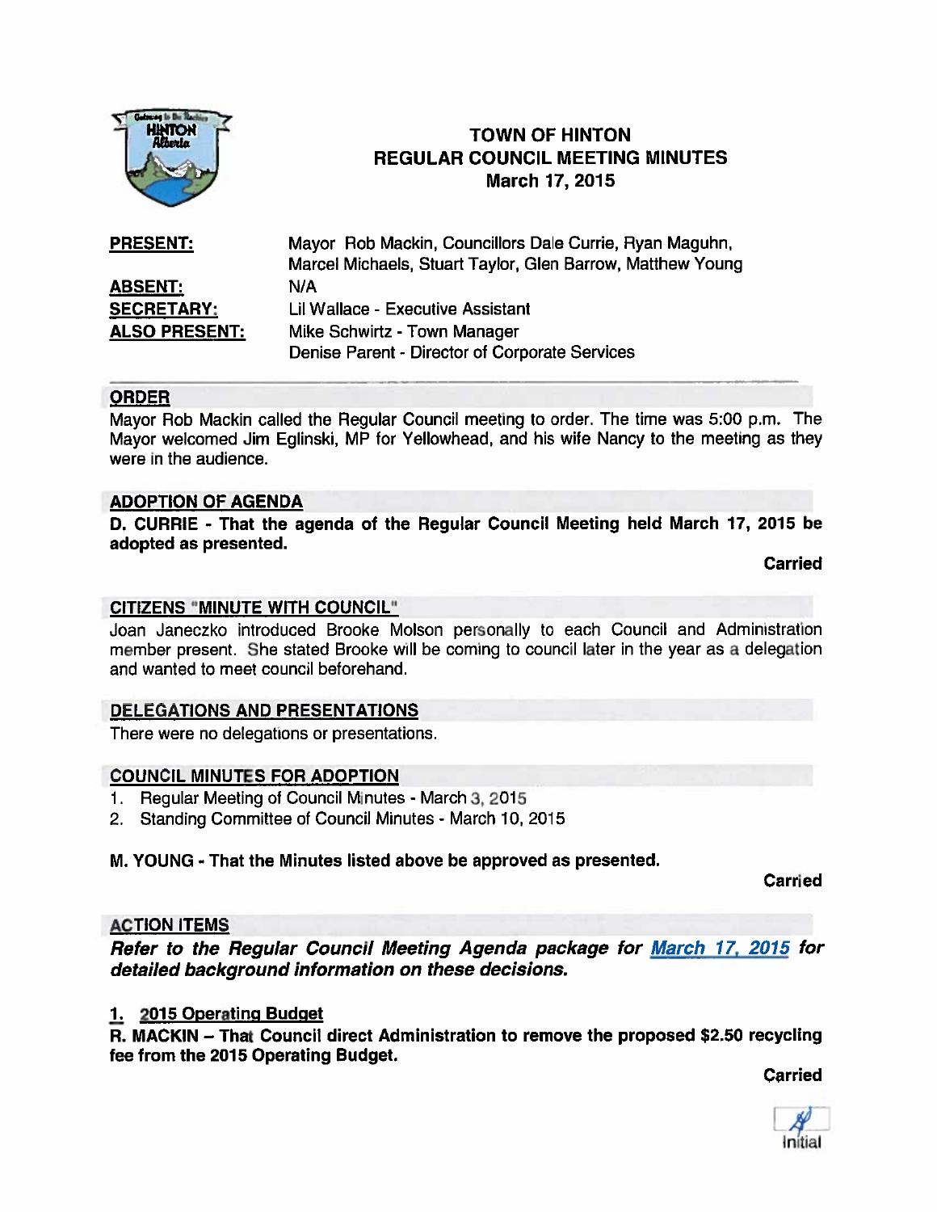# TOWN OF HINTON
## REGULAR COUNCIL MEETING MINUTES
### March 17, 2015

| | |
|---|---|
| **PRESENT:** | Mayor Rob Mackin, Councillors Dale Currie, Ryan Maguhn, Marcel Michaels, Stuart Taylor, Glen Barrow, Matthew Young |
| **ABSENT:** | N/A |
| **SECRETARY:** | Lil Wallace - Executive Assistant |
| **ALSO PRESENT:** | Mike Schwirtz - Town Manager<br>Denise Parent - Director of Corporate Services |

## ORDER

Mayor Rob Mackin called the Regular Council meeting to order. The time was 5:00 p.m. The Mayor welcomed Jim Eglinski, MP for Yellowhead, and his wife Nancy to the meeting as they were in the audience.

## ADOPTION OF AGENDA

**D. CURRIE - That the agenda of the Regular Council Meeting held March 17, 2015 be adopted as presented.**

**Carried**

## CITIZENS "MINUTE WITH COUNCIL"

Joan Janeczko introduced Brooke Molson personally to each Council and Administration member present. She stated Brooke will be coming to council later in the year as a delegation and wanted to meet council beforehand.

## DELEGATIONS AND PRESENTATIONS

There were no delegations or presentations.

## COUNCIL MINUTES FOR ADOPTION

1. Regular Meeting of Council Minutes - March 3, 2015
2. Standing Committee of Council Minutes - March 10, 2015

**M. YOUNG - That the Minutes listed above be approved as presented.**

**Carried**

## ACTION ITEMS

***Refer to the Regular Council Meeting Agenda package for March 17, 2015 for detailed background information on these decisions.***

### 1. 2015 Operating Budget

**R. MACKIN – That Council direct Administration to remove the proposed $2.50 recycling fee from the 2015 Operating Budget.**

**Carried**

Initial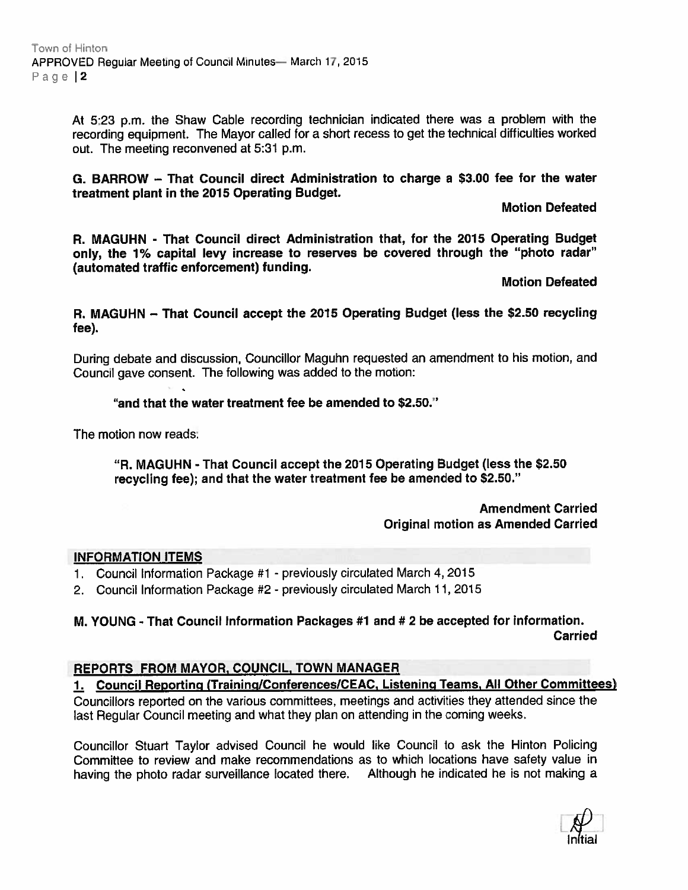At 5:23 p.m. the Shaw Cable recording technician indicated there was a problem with the recording equipment. The Mayor called for a short recess to get the technical difficulties worked out. The meeting reconvened at 5:31 p.m.

**G. BARROW – That Council direct Administration to charge a $3.00 fee for the water treatment plant in the 2015 Operating Budget.**

**Motion Defeated**

**R. MAGUHN - That Council direct Administration that, for the 2015 Operating Budget only, the 1% capital levy increase to reserves be covered through the "photo radar" (automated traffic enforcement) funding.**

**Motion Defeated**

**R. MAGUHN – That Council accept the 2015 Operating Budget (less the $2.50 recycling fee).**

During debate and discussion, Councillor Maguhn requested an amendment to his motion, and Council gave consent. The following was added to the motion:

> **"and that the water treatment fee be amended to $2.50."**

The motion now reads:

> **"R. MAGUHN - That Council accept the 2015 Operating Budget (less the $2.50 recycling fee); and that the water treatment fee be amended to $2.50."**

**Amendment Carried**
**Original motion as Amended Carried**

## INFORMATION ITEMS

1. Council Information Package #1 - previously circulated March 4, 2015
2. Council Information Package #2 - previously circulated March 11, 2015

**M. YOUNG - That Council Information Packages #1 and # 2 be accepted for information.**

**Carried**

## REPORTS FROM MAYOR, COUNCIL, TOWN MANAGER

### 1. Council Reporting (Training/Conferences/CEAC, Listening Teams, All Other Committees)

Councillors reported on the various committees, meetings and activities they attended since the last Regular Council meeting and what they plan on attending in the coming weeks.

Councillor Stuart Taylor advised Council he would like Council to ask the Hinton Policing Committee to review and make recommendations as to which locations have safety value in having the photo radar surveillance located there. Although he indicated he is not making a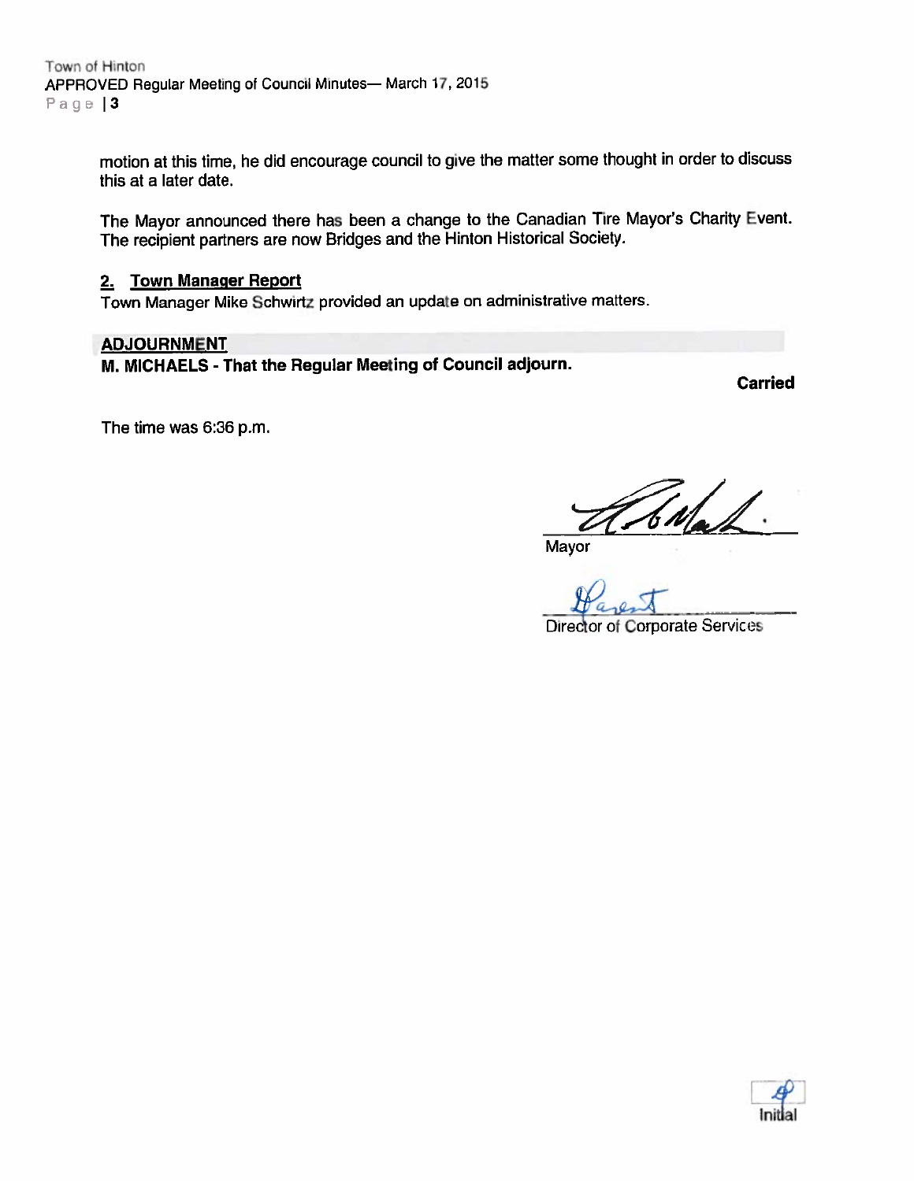motion at this time, he did encourage council to give the matter some thought in order to discuss this at a later date.

The Mayor announced there has been a change to the Canadian Tire Mayor's Charity Event. The recipient partners are now Bridges and the Hinton Historical Society.

### 2. Town Manager Report

Town Manager Mike Schwirtz provided an update on administrative matters.

## ADJOURNMENT

**M. MICHAELS - That the Regular Meeting of Council adjourn.**

**Carried**

The time was 6:36 p.m.

Mayor

Director of Corporate Services

Initial